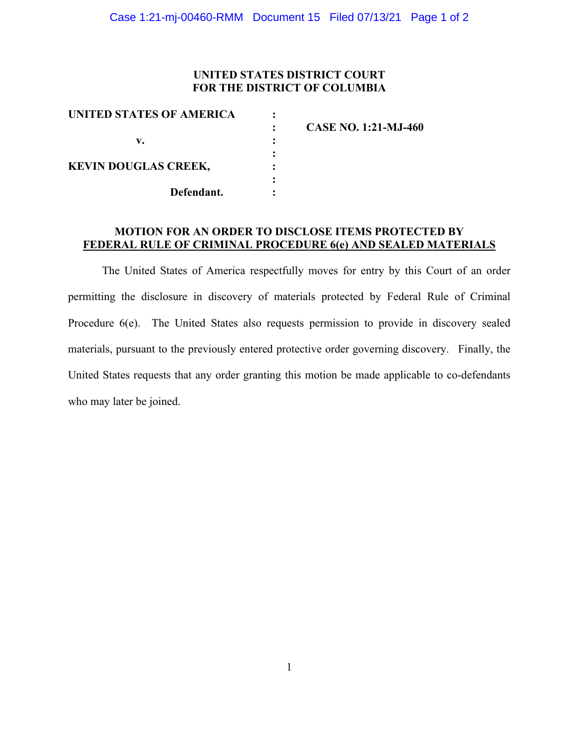**UNITED STATES DISTRICT COURT**
**FOR THE DISTRICT OF COLUMBIA**

| | | |
|---|---|---|
| **UNITED STATES OF AMERICA** | : | |
| | : | **CASE NO. 1:21-MJ-460** |
| **v.** | : | |
| | : | |
| **KEVIN DOUGLAS CREEK,** | : | |
| | : | |
| **Defendant.** | : | |

**MOTION FOR AN ORDER TO DISCLOSE ITEMS PROTECTED BY FEDERAL RULE OF CRIMINAL PROCEDURE 6(e) AND SEALED MATERIALS**

The United States of America respectfully moves for entry by this Court of an order permitting the disclosure in discovery of materials protected by Federal Rule of Criminal Procedure 6(e). The United States also requests permission to provide in discovery sealed materials, pursuant to the previously entered protective order governing discovery. Finally, the United States requests that any order granting this motion be made applicable to co-defendants who may later be joined.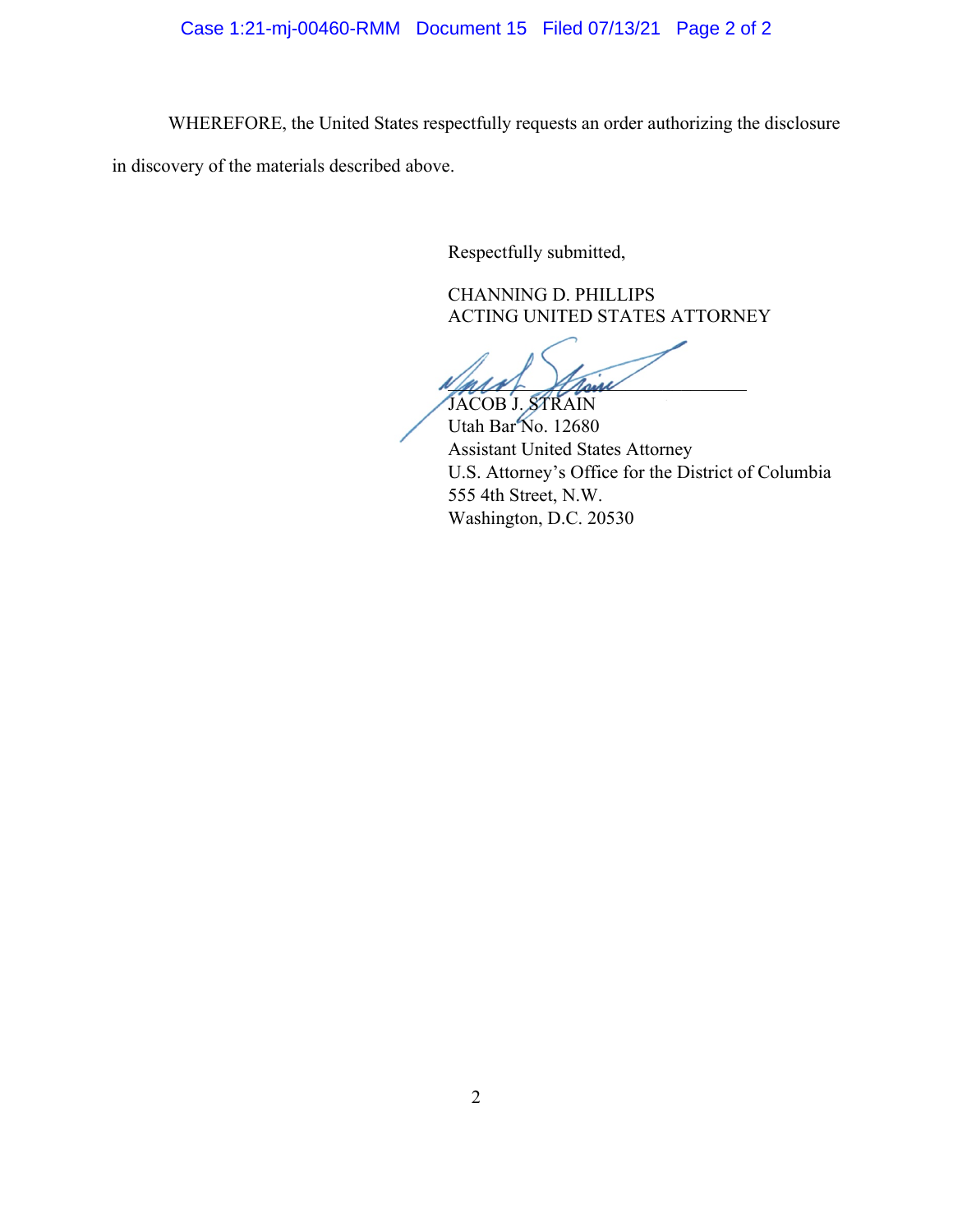WHEREFORE, the United States respectfully requests an order authorizing the disclosure in discovery of the materials described above.

Respectfully submitted,

CHANNING D. PHILLIPS
ACTING UNITED STATES ATTORNEY

JACOB J. STRAIN
Utah Bar No. 12680
Assistant United States Attorney
U.S. Attorney's Office for the District of Columbia
555 4th Street, N.W.
Washington, D.C. 20530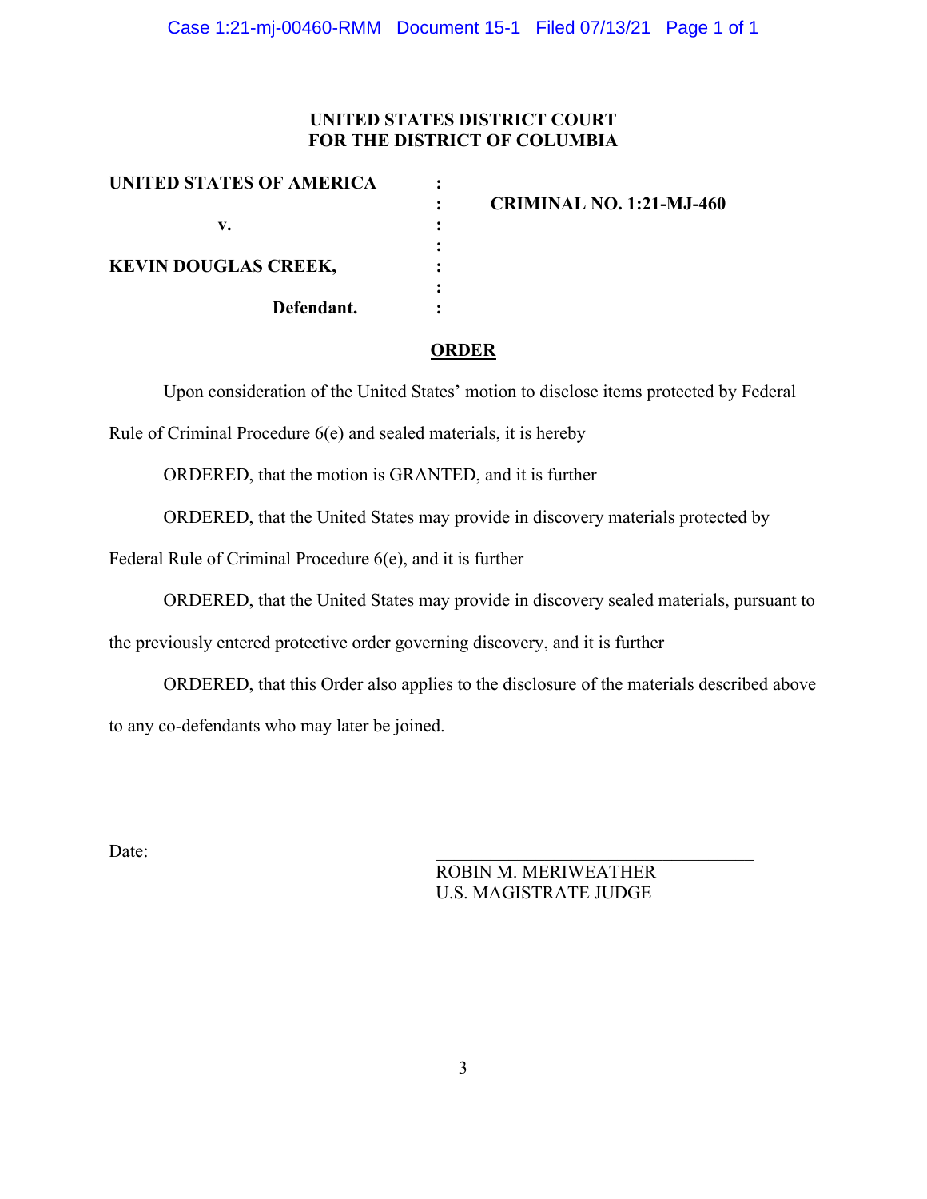**UNITED STATES DISTRICT COURT**
**FOR THE DISTRICT OF COLUMBIA**

| | | |
|---|---|---|
| **UNITED STATES OF AMERICA** | : | |
| | : | **CRIMINAL NO. 1:21-MJ-460** |
| **v.** | : | |
| | : | |
| **KEVIN DOUGLAS CREEK,** | : | |
| | : | |
| **Defendant.** | : | |

## ORDER

Upon consideration of the United States' motion to disclose items protected by Federal Rule of Criminal Procedure 6(e) and sealed materials, it is hereby

ORDERED, that the motion is GRANTED, and it is further

ORDERED, that the United States may provide in discovery materials protected by Federal Rule of Criminal Procedure 6(e), and it is further

ORDERED, that the United States may provide in discovery sealed materials, pursuant to the previously entered protective order governing discovery, and it is further

ORDERED, that this Order also applies to the disclosure of the materials described above to any co-defendants who may later be joined.

Date:

\_\_\_\_\_\_\_\_\_\_\_\_\_\_\_\_\_\_\_\_\_\_\_\_\_\_\_\_\_\_\_\_\_\_
ROBIN M. MERIWEATHER
U.S. MAGISTRATE JUDGE